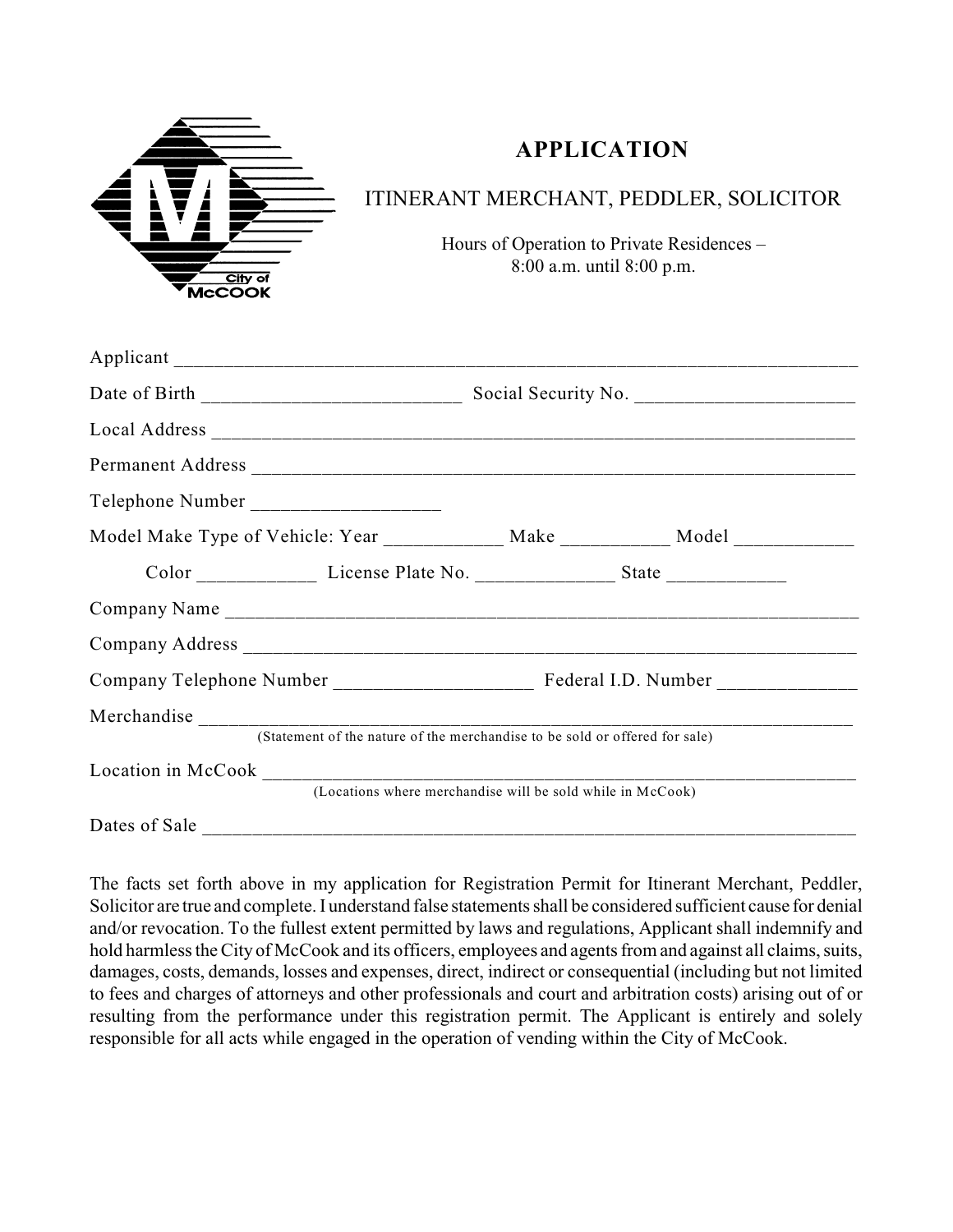# APPLICATION

## ITINERANT MERCHANT, PEDDLER, SOLICITOR

Hours of Operation to Private Residences –
8:00 a.m. until 8:00 p.m.

Applicant ___________________________________________________________________________

Date of Birth __________________________ Social Security No. ______________________

Local Address _______________________________________________________________________

Permanent Address ___________________________________________________________________

Telephone Number ___________________

Model Make Type of Vehicle: Year ____________ Make ___________ Model ____________

Color ____________ License Plate No. ______________ State ____________

Company Name ________________________________________________________________________

Company Address _____________________________________________________________________

Company Telephone Number ____________________ Federal I.D. Number ______________

Merchandise _________________________________________________________________________
(Statement of the nature of the merchandise to be sold or offered for sale)

Location in McCook __________________________________________________________________
(Locations where merchandise will be sold while in McCook)

Dates of Sale _______________________________________________________________________

The facts set forth above in my application for Registration Permit for Itinerant Merchant, Peddler, Solicitor are true and complete. I understand false statements shall be considered sufficient cause for denial and/or revocation. To the fullest extent permitted by laws and regulations, Applicant shall indemnify and hold harmless the City of McCook and its officers, employees and agents from and against all claims, suits, damages, costs, demands, losses and expenses, direct, indirect or consequential (including but not limited to fees and charges of attorneys and other professionals and court and arbitration costs) arising out of or resulting from the performance under this registration permit. The Applicant is entirely and solely responsible for all acts while engaged in the operation of vending within the City of McCook.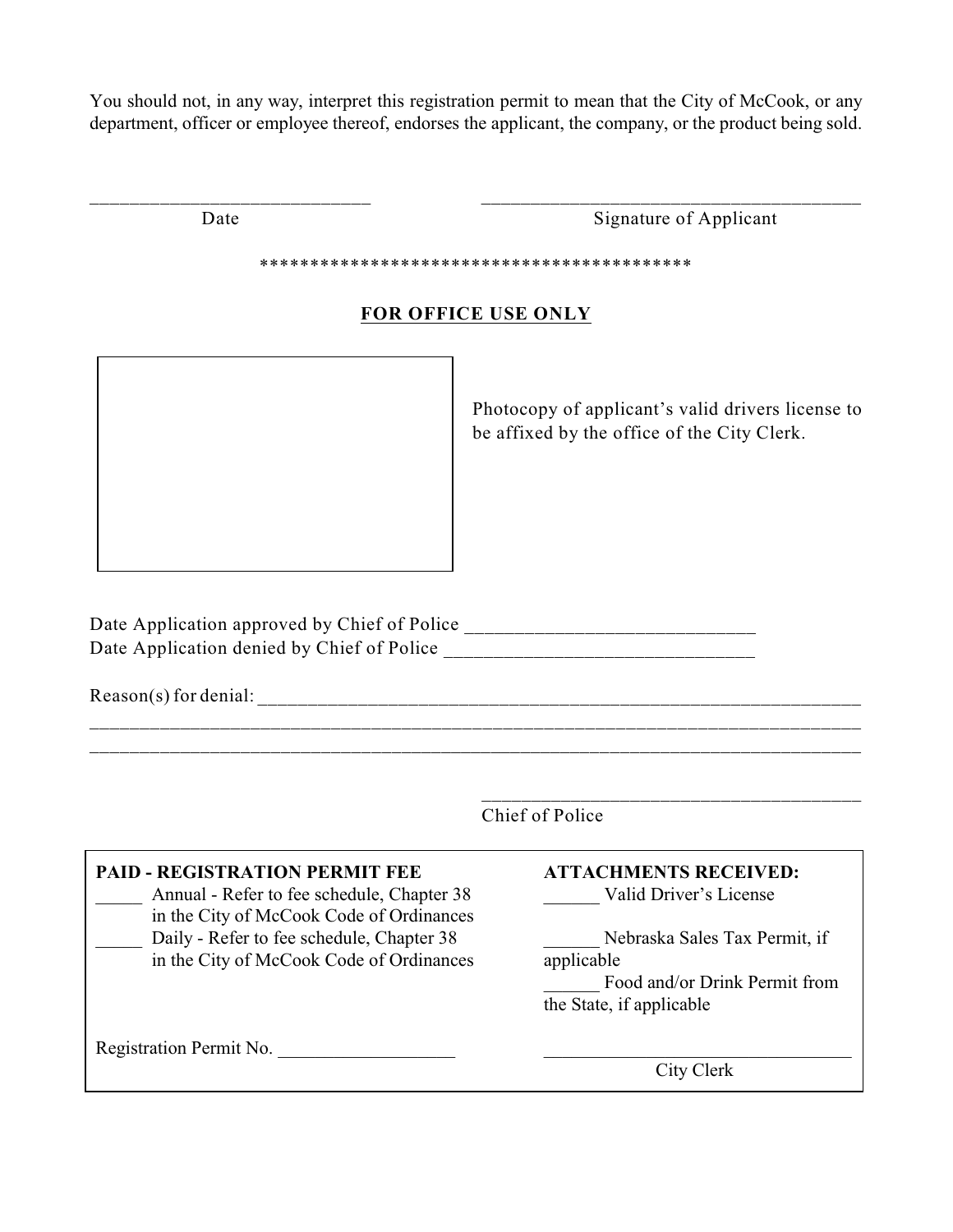You should not, in any way, interpret this registration permit to mean that the City of McCook, or any department, officer or employee thereof, endorses the applicant, the company, or the product being sold.

_____________________________ &nbsp;&nbsp;&nbsp;&nbsp;&nbsp;&nbsp;&nbsp;&nbsp; ________________________________________

Date &nbsp;&nbsp;&nbsp;&nbsp;&nbsp;&nbsp;&nbsp;&nbsp;&nbsp;&nbsp;&nbsp;&nbsp;&nbsp;&nbsp;&nbsp;&nbsp;&nbsp;&nbsp;&nbsp;&nbsp;&nbsp;&nbsp;&nbsp;&nbsp;&nbsp;&nbsp;&nbsp;&nbsp;&nbsp;&nbsp;&nbsp;&nbsp; Signature of Applicant

*******************************************

## FOR OFFICE USE ONLY

Photocopy of applicant's valid drivers license to be affixed by the office of the City Clerk.

Date Application approved by Chief of Police _____________________________

Date Application denied by Chief of Police _______________________________

Reason(s) for denial: _________________________________________________________________

__________________________________________________________________________________

__________________________________________________________________________________

________________________________________

Chief of Police

**PAID - REGISTRATION PERMIT FEE**

_____ Annual - Refer to fee schedule, Chapter 38 in the City of McCook Code of Ordinances

_____ Daily - Refer to fee schedule, Chapter 38 in the City of McCook Code of Ordinances

Registration Permit No. __________________

**ATTACHMENTS RECEIVED:**

______ Valid Driver's License

______ Nebraska Sales Tax Permit, if applicable

______ Food and/or Drink Permit from the State, if applicable

__________________________________

City Clerk